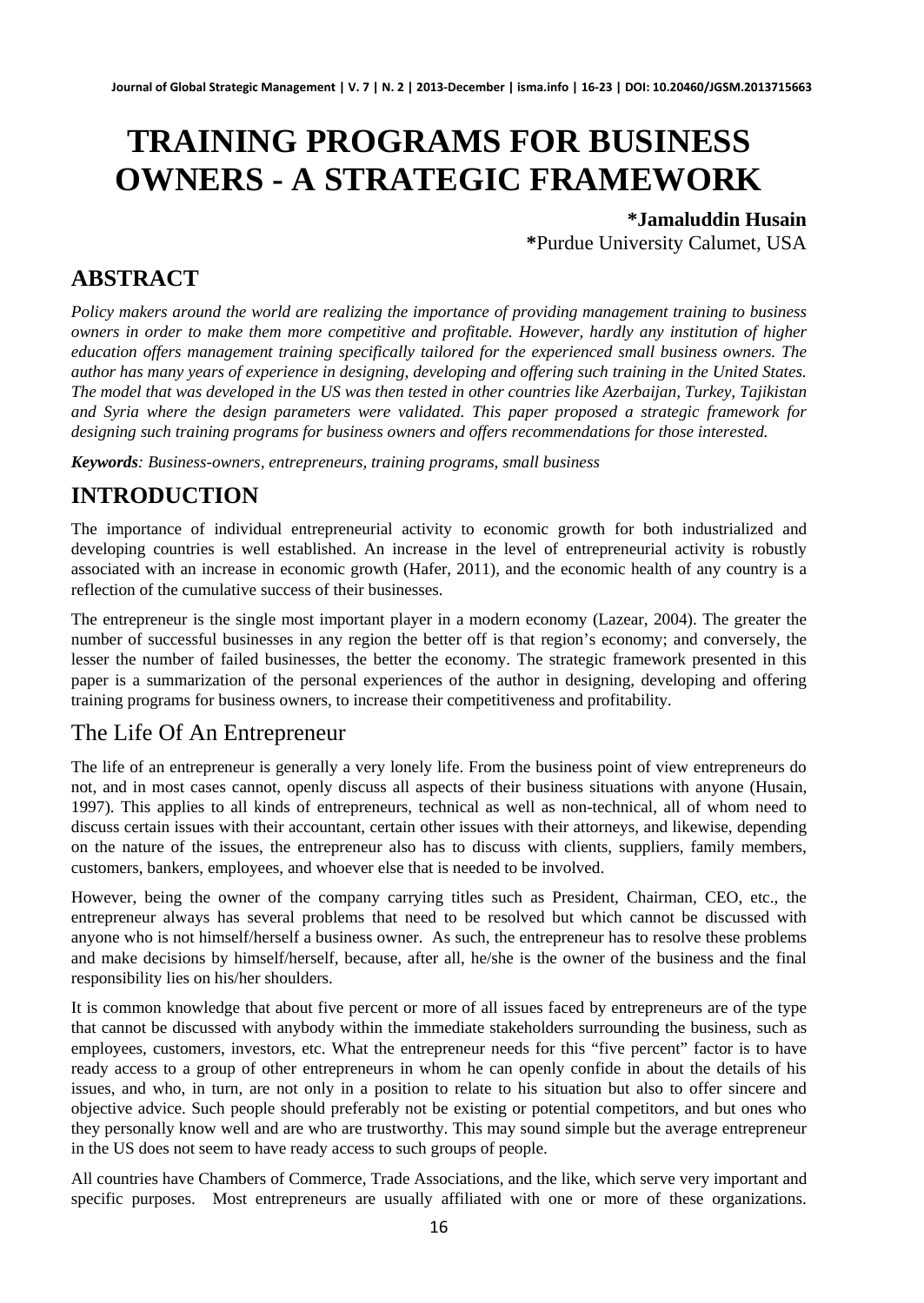# TRAINING PROGRAMS FOR BUSINESS OWNERS - A STRATEGIC FRAMEWORK

**\*Jamaluddin Husain**

**\***Purdue University Calumet, USA

## ABSTRACT

*Policy makers around the world are realizing the importance of providing management training to business owners in order to make them more competitive and profitable. However, hardly any institution of higher education offers management training specifically tailored for the experienced small business owners. The author has many years of experience in designing, developing and offering such training in the United States. The model that was developed in the US was then tested in other countries like Azerbaijan, Turkey, Tajikistan and Syria where the design parameters were validated. This paper proposed a strategic framework for designing such training programs for business owners and offers recommendations for those interested.*

***Keywords**: Business-owners, entrepreneurs, training programs, small business*

## INTRODUCTION

The importance of individual entrepreneurial activity to economic growth for both industrialized and developing countries is well established. An increase in the level of entrepreneurial activity is robustly associated with an increase in economic growth (Hafer, 2011), and the economic health of any country is a reflection of the cumulative success of their businesses.

The entrepreneur is the single most important player in a modern economy (Lazear, 2004). The greater the number of successful businesses in any region the better off is that region's economy; and conversely, the lesser the number of failed businesses, the better the economy. The strategic framework presented in this paper is a summarization of the personal experiences of the author in designing, developing and offering training programs for business owners, to increase their competitiveness and profitability.

### The Life Of An Entrepreneur

The life of an entrepreneur is generally a very lonely life. From the business point of view entrepreneurs do not, and in most cases cannot, openly discuss all aspects of their business situations with anyone (Husain, 1997). This applies to all kinds of entrepreneurs, technical as well as non-technical, all of whom need to discuss certain issues with their accountant, certain other issues with their attorneys, and likewise, depending on the nature of the issues, the entrepreneur also has to discuss with clients, suppliers, family members, customers, bankers, employees, and whoever else that is needed to be involved.

However, being the owner of the company carrying titles such as President, Chairman, CEO, etc., the entrepreneur always has several problems that need to be resolved but which cannot be discussed with anyone who is not himself/herself a business owner. As such, the entrepreneur has to resolve these problems and make decisions by himself/herself, because, after all, he/she is the owner of the business and the final responsibility lies on his/her shoulders.

It is common knowledge that about five percent or more of all issues faced by entrepreneurs are of the type that cannot be discussed with anybody within the immediate stakeholders surrounding the business, such as employees, customers, investors, etc. What the entrepreneur needs for this "five percent" factor is to have ready access to a group of other entrepreneurs in whom he can openly confide in about the details of his issues, and who, in turn, are not only in a position to relate to his situation but also to offer sincere and objective advice. Such people should preferably not be existing or potential competitors, and but ones who they personally know well and are who are trustworthy. This may sound simple but the average entrepreneur in the US does not seem to have ready access to such groups of people.

All countries have Chambers of Commerce, Trade Associations, and the like, which serve very important and specific purposes. Most entrepreneurs are usually affiliated with one or more of these organizations.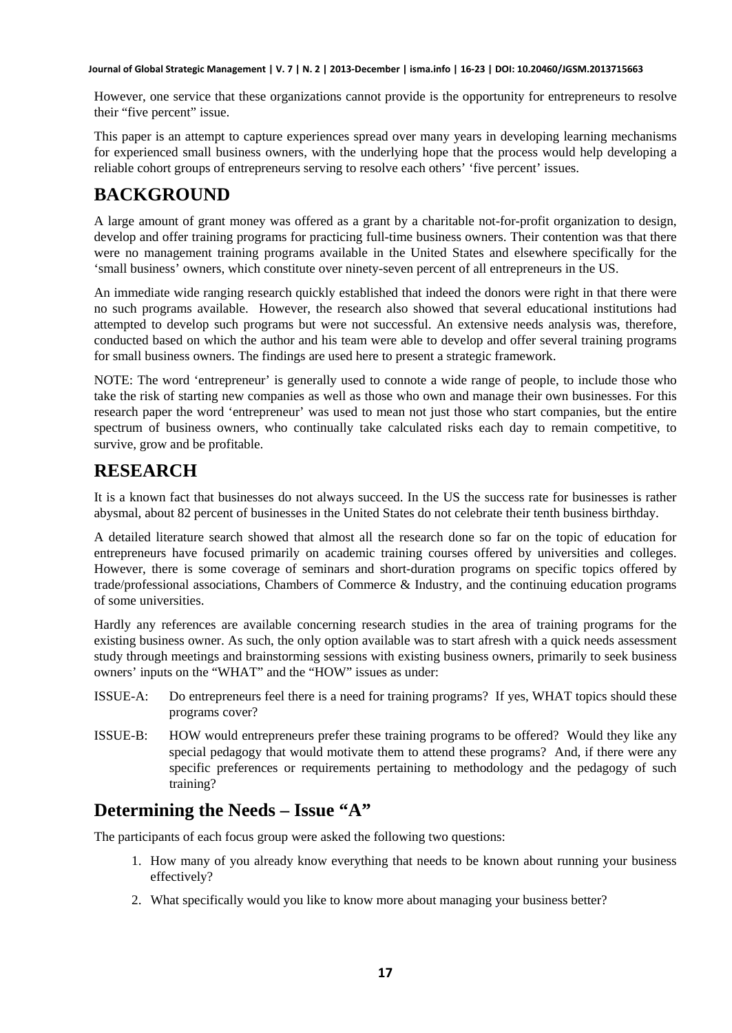However, one service that these organizations cannot provide is the opportunity for entrepreneurs to resolve their "five percent" issue.

This paper is an attempt to capture experiences spread over many years in developing learning mechanisms for experienced small business owners, with the underlying hope that the process would help developing a reliable cohort groups of entrepreneurs serving to resolve each others' 'five percent' issues.

## BACKGROUND

A large amount of grant money was offered as a grant by a charitable not-for-profit organization to design, develop and offer training programs for practicing full-time business owners. Their contention was that there were no management training programs available in the United States and elsewhere specifically for the 'small business' owners, which constitute over ninety-seven percent of all entrepreneurs in the US.

An immediate wide ranging research quickly established that indeed the donors were right in that there were no such programs available. However, the research also showed that several educational institutions had attempted to develop such programs but were not successful. An extensive needs analysis was, therefore, conducted based on which the author and his team were able to develop and offer several training programs for small business owners. The findings are used here to present a strategic framework.

NOTE: The word 'entrepreneur' is generally used to connote a wide range of people, to include those who take the risk of starting new companies as well as those who own and manage their own businesses. For this research paper the word 'entrepreneur' was used to mean not just those who start companies, but the entire spectrum of business owners, who continually take calculated risks each day to remain competitive, to survive, grow and be profitable.

## RESEARCH

It is a known fact that businesses do not always succeed. In the US the success rate for businesses is rather abysmal, about 82 percent of businesses in the United States do not celebrate their tenth business birthday.

A detailed literature search showed that almost all the research done so far on the topic of education for entrepreneurs have focused primarily on academic training courses offered by universities and colleges. However, there is some coverage of seminars and short-duration programs on specific topics offered by trade/professional associations, Chambers of Commerce & Industry, and the continuing education programs of some universities.

Hardly any references are available concerning research studies in the area of training programs for the existing business owner. As such, the only option available was to start afresh with a quick needs assessment study through meetings and brainstorming sessions with existing business owners, primarily to seek business owners' inputs on the "WHAT" and the "HOW" issues as under:

ISSUE-A: Do entrepreneurs feel there is a need for training programs? If yes, WHAT topics should these programs cover?

ISSUE-B: HOW would entrepreneurs prefer these training programs to be offered? Would they like any special pedagogy that would motivate them to attend these programs? And, if there were any specific preferences or requirements pertaining to methodology and the pedagogy of such training?

### Determining the Needs – Issue "A"

The participants of each focus group were asked the following two questions:

1. How many of you already know everything that needs to be known about running your business effectively?
2. What specifically would you like to know more about managing your business better?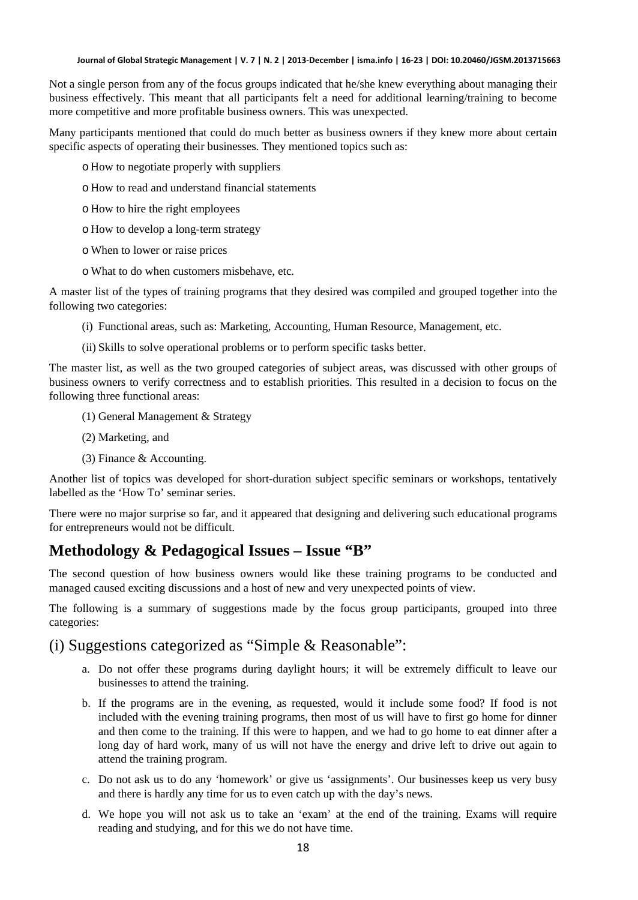Not a single person from any of the focus groups indicated that he/she knew everything about managing their business effectively. This meant that all participants felt a need for additional learning/training to become more competitive and more profitable business owners. This was unexpected.

Many participants mentioned that could do much better as business owners if they knew more about certain specific aspects of operating their businesses. They mentioned topics such as:

- How to negotiate properly with suppliers
- How to read and understand financial statements
- How to hire the right employees
- How to develop a long-term strategy
- When to lower or raise prices
- What to do when customers misbehave, etc.

A master list of the types of training programs that they desired was compiled and grouped together into the following two categories:

(i) Functional areas, such as: Marketing, Accounting, Human Resource, Management, etc.

(ii) Skills to solve operational problems or to perform specific tasks better.

The master list, as well as the two grouped categories of subject areas, was discussed with other groups of business owners to verify correctness and to establish priorities. This resulted in a decision to focus on the following three functional areas:

(1) General Management & Strategy

(2) Marketing, and

(3) Finance & Accounting.

Another list of topics was developed for short-duration subject specific seminars or workshops, tentatively labelled as the 'How To' seminar series.

There were no major surprise so far, and it appeared that designing and delivering such educational programs for entrepreneurs would not be difficult.

## Methodology & Pedagogical Issues – Issue "B"

The second question of how business owners would like these training programs to be conducted and managed caused exciting discussions and a host of new and very unexpected points of view.

The following is a summary of suggestions made by the focus group participants, grouped into three categories:

### (i) Suggestions categorized as "Simple & Reasonable":

a. Do not offer these programs during daylight hours; it will be extremely difficult to leave our businesses to attend the training.

b. If the programs are in the evening, as requested, would it include some food? If food is not included with the evening training programs, then most of us will have to first go home for dinner and then come to the training. If this were to happen, and we had to go home to eat dinner after a long day of hard work, many of us will not have the energy and drive left to drive out again to attend the training program.

c. Do not ask us to do any 'homework' or give us 'assignments'. Our businesses keep us very busy and there is hardly any time for us to even catch up with the day's news.

d. We hope you will not ask us to take an 'exam' at the end of the training. Exams will require reading and studying, and for this we do not have time.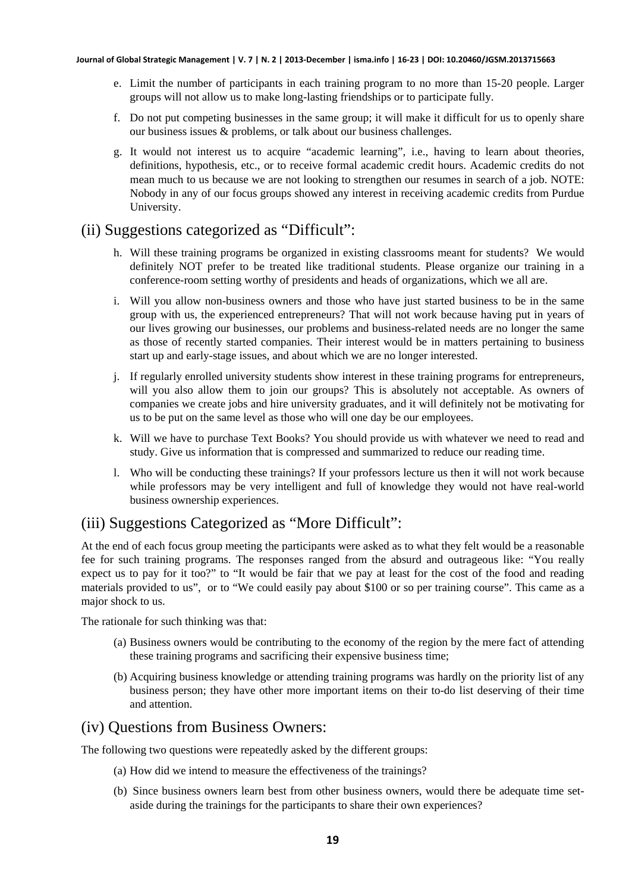e. Limit the number of participants in each training program to no more than 15-20 people. Larger groups will not allow us to make long-lasting friendships or to participate fully.

f. Do not put competing businesses in the same group; it will make it difficult for us to openly share our business issues & problems, or talk about our business challenges.

g. It would not interest us to acquire "academic learning", i.e., having to learn about theories, definitions, hypothesis, etc., or to receive formal academic credit hours. Academic credits do not mean much to us because we are not looking to strengthen our resumes in search of a job. NOTE: Nobody in any of our focus groups showed any interest in receiving academic credits from Purdue University.

## (ii) Suggestions categorized as "Difficult":

h. Will these training programs be organized in existing classrooms meant for students? We would definitely NOT prefer to be treated like traditional students. Please organize our training in a conference-room setting worthy of presidents and heads of organizations, which we all are.

i. Will you allow non-business owners and those who have just started business to be in the same group with us, the experienced entrepreneurs? That will not work because having put in years of our lives growing our businesses, our problems and business-related needs are no longer the same as those of recently started companies. Their interest would be in matters pertaining to business start up and early-stage issues, and about which we are no longer interested.

j. If regularly enrolled university students show interest in these training programs for entrepreneurs, will you also allow them to join our groups? This is absolutely not acceptable. As owners of companies we create jobs and hire university graduates, and it will definitely not be motivating for us to be put on the same level as those who will one day be our employees.

k. Will we have to purchase Text Books? You should provide us with whatever we need to read and study. Give us information that is compressed and summarized to reduce our reading time.

l. Who will be conducting these trainings? If your professors lecture us then it will not work because while professors may be very intelligent and full of knowledge they would not have real-world business ownership experiences.

## (iii) Suggestions Categorized as "More Difficult":

At the end of each focus group meeting the participants were asked as to what they felt would be a reasonable fee for such training programs. The responses ranged from the absurd and outrageous like: "You really expect us to pay for it too?" to "It would be fair that we pay at least for the cost of the food and reading materials provided to us", or to "We could easily pay about $100 or so per training course". This came as a major shock to us.

The rationale for such thinking was that:

(a) Business owners would be contributing to the economy of the region by the mere fact of attending these training programs and sacrificing their expensive business time;

(b) Acquiring business knowledge or attending training programs was hardly on the priority list of any business person; they have other more important items on their to-do list deserving of their time and attention.

## (iv) Questions from Business Owners:

The following two questions were repeatedly asked by the different groups:

(a) How did we intend to measure the effectiveness of the trainings?

(b) Since business owners learn best from other business owners, would there be adequate time set-aside during the trainings for the participants to share their own experiences?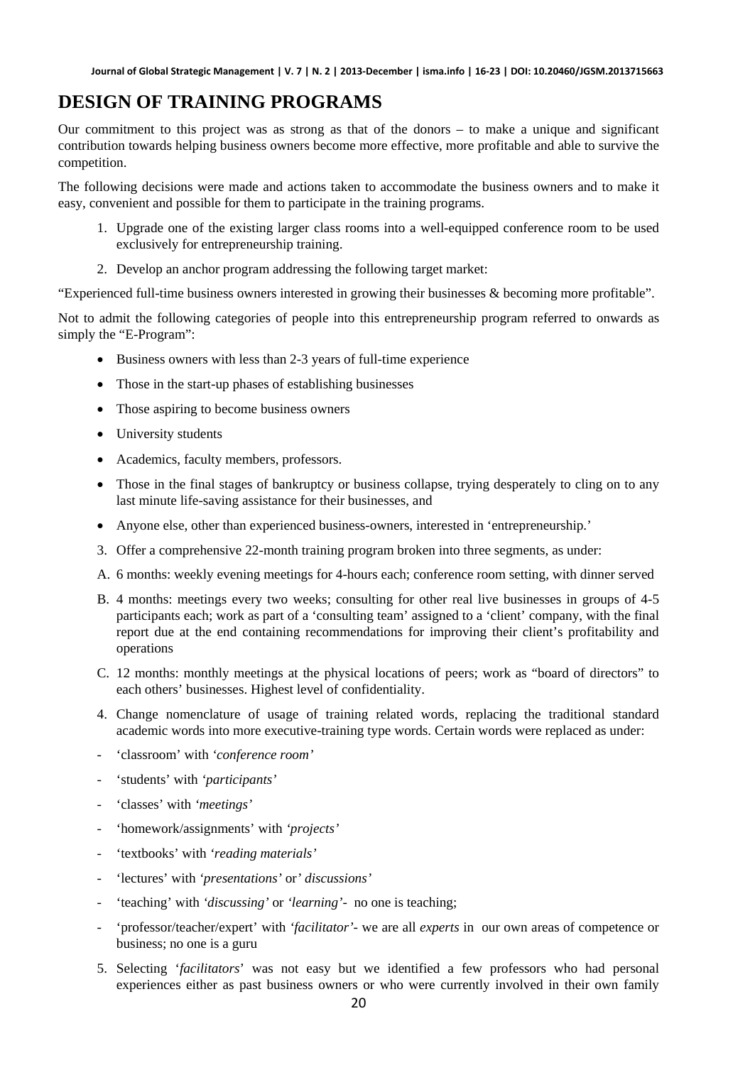# DESIGN OF TRAINING PROGRAMS

Our commitment to this project was as strong as that of the donors – to make a unique and significant contribution towards helping business owners become more effective, more profitable and able to survive the competition.

The following decisions were made and actions taken to accommodate the business owners and to make it easy, convenient and possible for them to participate in the training programs.

1. Upgrade one of the existing larger class rooms into a well-equipped conference room to be used exclusively for entrepreneurship training.
2. Develop an anchor program addressing the following target market:

"Experienced full-time business owners interested in growing their businesses & becoming more profitable".

Not to admit the following categories of people into this entrepreneurship program referred to onwards as simply the "E-Program":

- Business owners with less than 2-3 years of full-time experience
- Those in the start-up phases of establishing businesses
- Those aspiring to become business owners
- University students
- Academics, faculty members, professors.
- Those in the final stages of bankruptcy or business collapse, trying desperately to cling on to any last minute life-saving assistance for their businesses, and
- Anyone else, other than experienced business-owners, interested in 'entrepreneurship.'

3. Offer a comprehensive 22-month training program broken into three segments, as under:

A. 6 months: weekly evening meetings for 4-hours each; conference room setting, with dinner served

B. 4 months: meetings every two weeks; consulting for other real live businesses in groups of 4-5 participants each; work as part of a 'consulting team' assigned to a 'client' company, with the final report due at the end containing recommendations for improving their client's profitability and operations

C. 12 months: monthly meetings at the physical locations of peers; work as "board of directors" to each others' businesses. Highest level of confidentiality.

4. Change nomenclature of usage of training related words, replacing the traditional standard academic words into more executive-training type words. Certain words were replaced as under:

- 'classroom' with *'conference room'*
- 'students' with *'participants'*
- 'classes' with *'meetings'*
- 'homework/assignments' with *'projects'*
- 'textbooks' with *'reading materials'*
- 'lectures' with *'presentations'* or *' discussions'*
- 'teaching' with *'discussing'* or *'learning'*- no one is teaching;
- 'professor/teacher/expert' with *'facilitator'*- we are all *experts* in our own areas of competence or business; no one is a guru

5. Selecting '*facilitators*' was not easy but we identified a few professors who had personal experiences either as past business owners or who were currently involved in their own family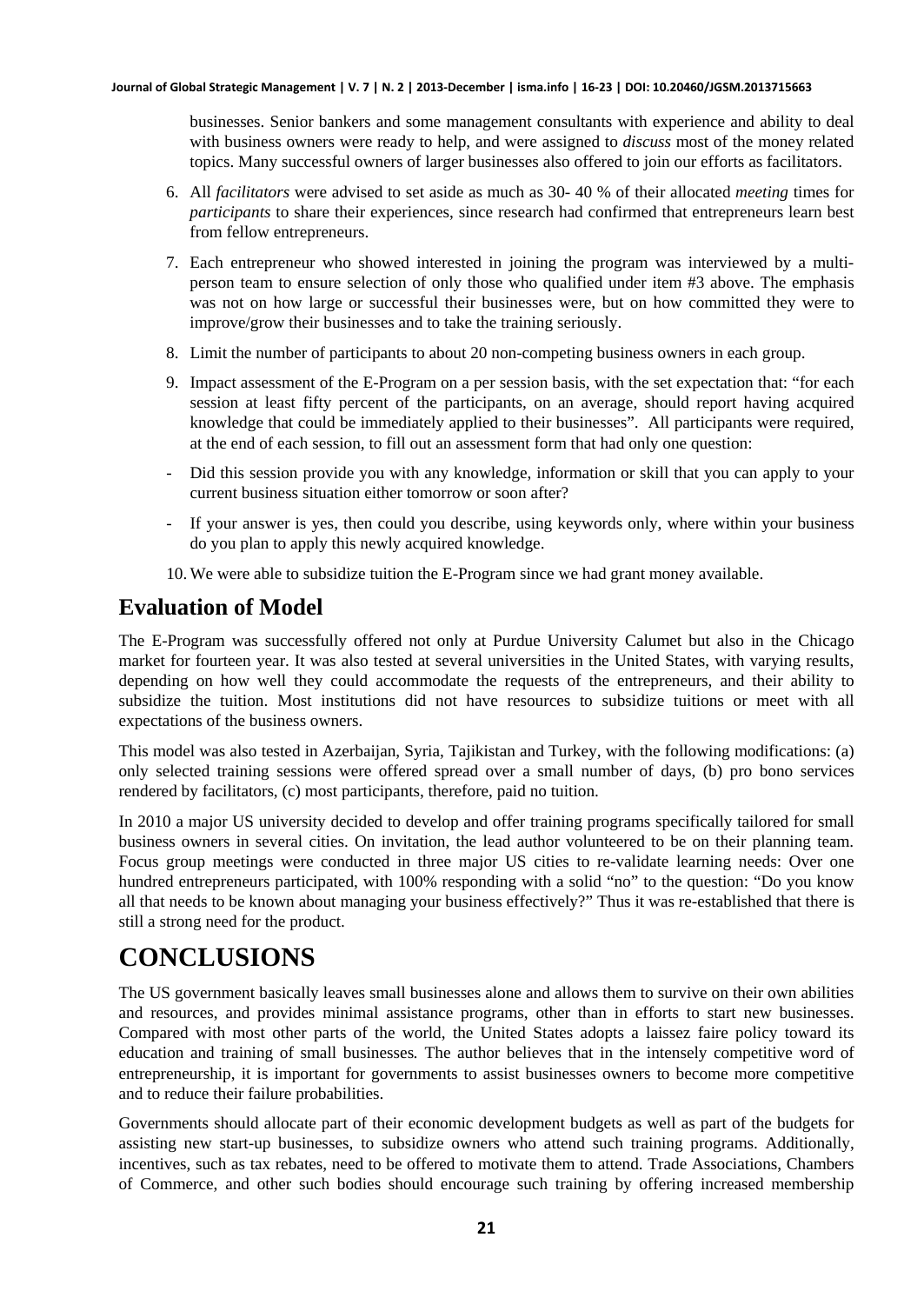businesses. Senior bankers and some management consultants with experience and ability to deal with business owners were ready to help, and were assigned to *discuss* most of the money related topics. Many successful owners of larger businesses also offered to join our efforts as facilitators.

6. All *facilitators* were advised to set aside as much as 30- 40 % of their allocated *meeting* times for *participants* to share their experiences, since research had confirmed that entrepreneurs learn best from fellow entrepreneurs.
7. Each entrepreneur who showed interested in joining the program was interviewed by a multi-person team to ensure selection of only those who qualified under item #3 above. The emphasis was not on how large or successful their businesses were, but on how committed they were to improve/grow their businesses and to take the training seriously.
8. Limit the number of participants to about 20 non-competing business owners in each group.
9. Impact assessment of the E-Program on a per session basis, with the set expectation that: "for each session at least fifty percent of the participants, on an average, should report having acquired knowledge that could be immediately applied to their businesses". All participants were required, at the end of each session, to fill out an assessment form that had only one question:

- Did this session provide you with any knowledge, information or skill that you can apply to your current business situation either tomorrow or soon after?
- If your answer is yes, then could you describe, using keywords only, where within your business do you plan to apply this newly acquired knowledge.

10. We were able to subsidize tuition the E-Program since we had grant money available.

## Evaluation of Model

The E-Program was successfully offered not only at Purdue University Calumet but also in the Chicago market for fourteen year. It was also tested at several universities in the United States, with varying results, depending on how well they could accommodate the requests of the entrepreneurs, and their ability to subsidize the tuition. Most institutions did not have resources to subsidize tuitions or meet with all expectations of the business owners.

This model was also tested in Azerbaijan, Syria, Tajikistan and Turkey, with the following modifications: (a) only selected training sessions were offered spread over a small number of days, (b) pro bono services rendered by facilitators, (c) most participants, therefore, paid no tuition.

In 2010 a major US university decided to develop and offer training programs specifically tailored for small business owners in several cities. On invitation, the lead author volunteered to be on their planning team. Focus group meetings were conducted in three major US cities to re-validate learning needs: Over one hundred entrepreneurs participated, with 100% responding with a solid "no" to the question: "Do you know all that needs to be known about managing your business effectively?" Thus it was re-established that there is still a strong need for the product.

# CONCLUSIONS

The US government basically leaves small businesses alone and allows them to survive on their own abilities and resources, and provides minimal assistance programs, other than in efforts to start new businesses. Compared with most other parts of the world, the United States adopts a laissez faire policy toward its education and training of small businesses. The author believes that in the intensely competitive word of entrepreneurship, it is important for governments to assist businesses owners to become more competitive and to reduce their failure probabilities.

Governments should allocate part of their economic development budgets as well as part of the budgets for assisting new start-up businesses, to subsidize owners who attend such training programs. Additionally, incentives, such as tax rebates, need to be offered to motivate them to attend. Trade Associations, Chambers of Commerce, and other such bodies should encourage such training by offering increased membership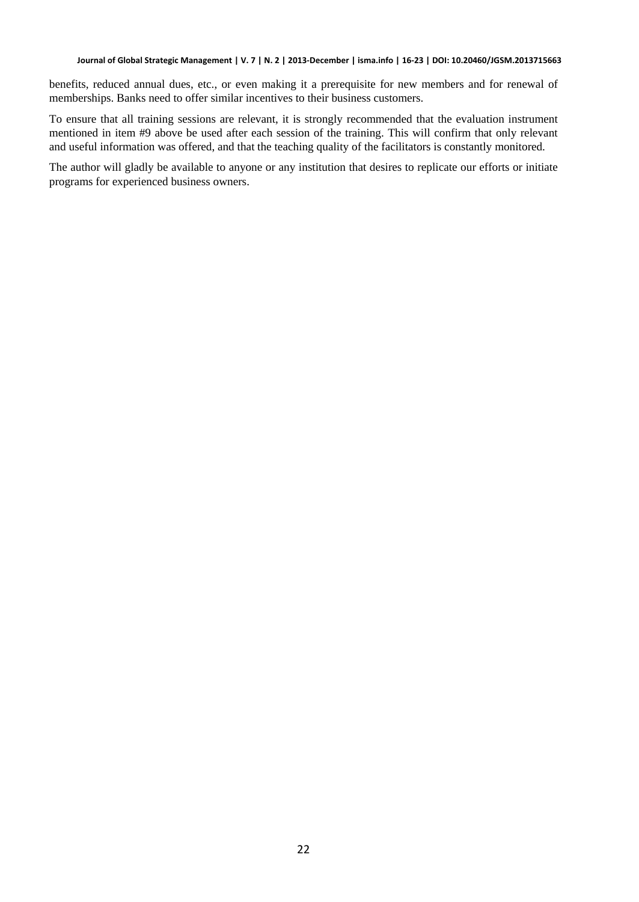benefits, reduced annual dues, etc., or even making it a prerequisite for new members and for renewal of memberships. Banks need to offer similar incentives to their business customers.

To ensure that all training sessions are relevant, it is strongly recommended that the evaluation instrument mentioned in item #9 above be used after each session of the training. This will confirm that only relevant and useful information was offered, and that the teaching quality of the facilitators is constantly monitored.

The author will gladly be available to anyone or any institution that desires to replicate our efforts or initiate programs for experienced business owners.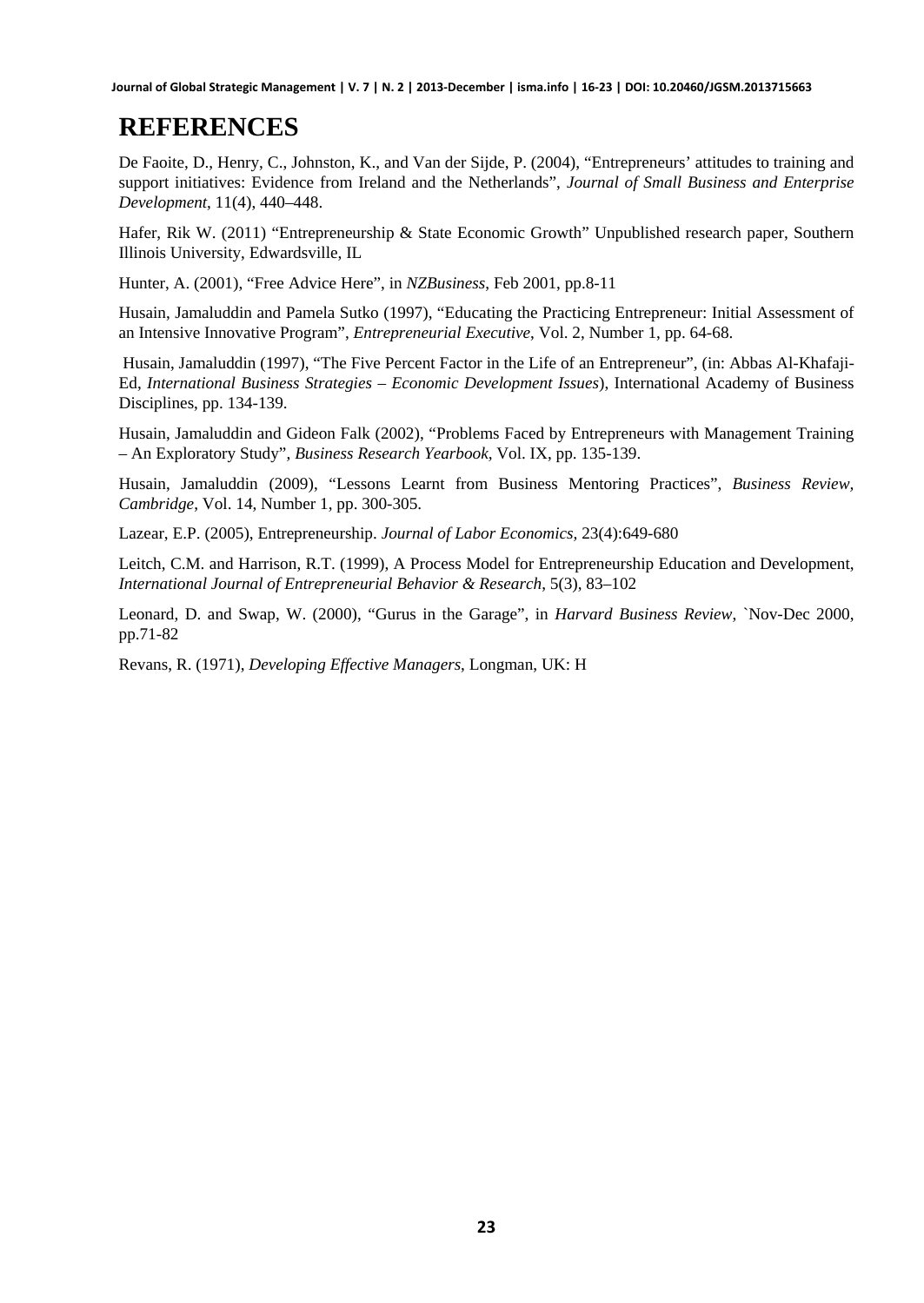# REFERENCES

De Faoite, D., Henry, C., Johnston, K., and Van der Sijde, P. (2004), "Entrepreneurs' attitudes to training and support initiatives: Evidence from Ireland and the Netherlands", *Journal of Small Business and Enterprise Development*, 11(4), 440–448.

Hafer, Rik W. (2011) "Entrepreneurship & State Economic Growth" Unpublished research paper, Southern Illinois University, Edwardsville, IL

Hunter, A. (2001), "Free Advice Here", in *NZBusiness*, Feb 2001, pp.8-11

Husain, Jamaluddin and Pamela Sutko (1997), "Educating the Practicing Entrepreneur: Initial Assessment of an Intensive Innovative Program", *Entrepreneurial Executive*, Vol. 2, Number 1, pp. 64-68.

Husain, Jamaluddin (1997), "The Five Percent Factor in the Life of an Entrepreneur", (in: Abbas Al-Khafaji-Ed, *International Business Strategies – Economic Development Issues*), International Academy of Business Disciplines, pp. 134-139.

Husain, Jamaluddin and Gideon Falk (2002), "Problems Faced by Entrepreneurs with Management Training – An Exploratory Study", *Business Research Yearbook*, Vol. IX, pp. 135-139.

Husain, Jamaluddin (2009), "Lessons Learnt from Business Mentoring Practices", *Business Review, Cambridge*, Vol. 14, Number 1, pp. 300-305.

Lazear, E.P. (2005), Entrepreneurship. *Journal of Labor Economics*, 23(4):649-680

Leitch, C.M. and Harrison, R.T. (1999), A Process Model for Entrepreneurship Education and Development, *International Journal of Entrepreneurial Behavior & Research*, 5(3), 83–102

Leonard, D. and Swap, W. (2000), "Gurus in the Garage", in *Harvard Business Review*, `Nov-Dec 2000, pp.71-82

Revans, R. (1971), *Developing Effective Managers*, Longman, UK: H